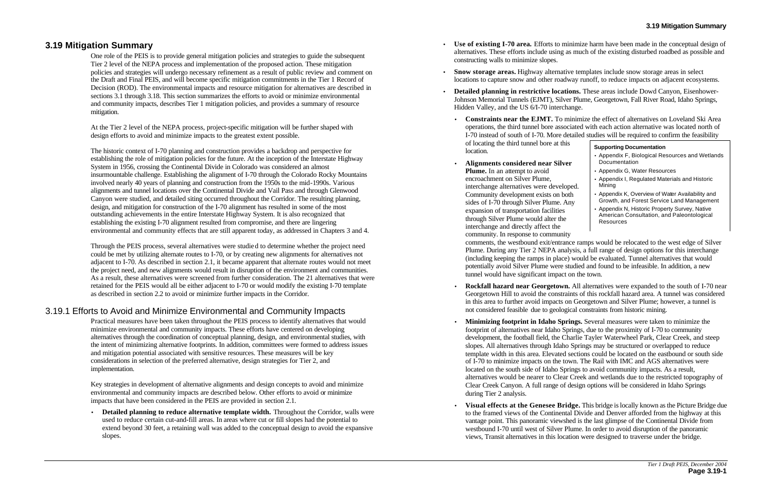# 3.19 Mitigation Summary

One role of the PEIS is to provide general mitigation policies and strategies to guide the subsequent Tier 2 level of the NEPA process and implementation of the proposed action. These mitigation policies and strategies will undergo necessary refinement as a result of public review and comment on the Draft and Final PEIS, and will become specific mitigation commitments in the Tier 1 Record of Decision (ROD). The environmental impacts and resource mitigation for alternatives are described in sections 3.1 through 3.18. This section summarizes the efforts to avoid or minimize environmental and community impacts, describes Tier 1 mitigation policies, and provides a summary of resource mitigation.

At the Tier 2 level of the NEPA process, project-specific mitigation will be further shaped with design efforts to avoid and minimize impacts to the greatest extent possible.

The historic context of I-70 planning and construction provides a backdrop and perspective for establishing the role of mitigation policies for the future. At the inception of the Interstate Highway System in 1956, crossing the Continental Divide in Colorado was considered an almost insurmountable challenge. Establishing the alignment of I-70 through the Colorado Rocky Mountains involved nearly 40 years of planning and construction from the 1950s to the mid-1990s. Various alignments and tunnel locations over the Continental Divide and Vail Pass and through Glenwood Canyon were studied, and detailed siting occurred throughout the Corridor. The resulting planning, design, and mitigation for construction of the I-70 alignment has resulted in some of the most outstanding achievements in the entire Interstate Highway System. It is also recognized that establishing the existing I-70 alignment resulted from compromise, and there are lingering environmental and community effects that are still apparent today, as addressed in Chapters 3 and 4.

Through the PEIS process, several alternatives were studied to determine whether the project need could be met by utilizing alternate routes to I-70, or by creating new alignments for alternatives not adjacent to I-70. As described in section 2.1, it became apparent that alternate routes would not meet the project need, and new alignments would result in disruption of the environment and communities. As a result, these alternatives were screened from further consideration. The 21 alternatives that were retained for the PEIS would all be either adjacent to I-70 or would modify the existing I-70 template as described in section 2.2 to avoid or minimize further impacts in the Corridor.

## 3.19.1 Efforts to Avoid and Minimize Environmental and Community Impacts

Practical measures have been taken throughout the PEIS process to identify alternatives that would minimize environmental and community impacts. These efforts have centered on developing alternatives through the coordination of conceptual planning, design, and environmental studies, with the intent of minimizing alternative footprints. In addition, committees were formed to address issues and mitigation potential associated with sensitive resources. These measures will be key considerations in selection of the preferred alternative, design strategies for Tier 2, and implementation.

Key strategies in development of alternative alignments and design concepts to avoid and minimize environmental and community impacts are described below. Other efforts to avoid or minimize impacts that have been considered in the PEIS are provided in section 2.1.

- **Detailed planning to reduce alternative template width.** Throughout the Corridor, walls were used to reduce certain cut-and-fill areas. In areas where cut or fill slopes had the potential to extend beyond 30 feet, a retaining wall was added to the conceptual design to avoid the expansive slopes.
- **Use of existing I-70 area.** Efforts to minimize harm have been made in the conceptual design of alternatives. These efforts include using as much of the existing disturbed roadbed as possible and constructing walls to minimize slopes.
- **Snow storage areas.** Highway alternative templates include snow storage areas in select locations to capture snow and other roadway runoff, to reduce impacts on adjacent ecosystems.
- **Detailed planning in restrictive locations.** These areas include Dowd Canyon, Eisenhower-Johnson Memorial Tunnels (EJMT), Silver Plume, Georgetown, Fall River Road, Idaho Springs, Hidden Valley, and the US 6/I-70 interchange.
  - **Constraints near the EJMT.** To minimize the effect of alternatives on Loveland Ski Area operations, the third tunnel bore associated with each action alternative was located north of I-70 instead of south of I-70. More detailed studies will be required to confirm the feasibility of locating the third tunnel bore at this location.
  - **Alignments considered near Silver Plume.** In an attempt to avoid encroachment on Silver Plume, interchange alternatives were developed. Community development exists on both sides of I-70 through Silver Plume. Any expansion of transportation facilities through Silver Plume would alter the interchange and directly affect the community. In response to community comments, the westbound exit/entrance ramps would be relocated to the west edge of Silver Plume. During any Tier 2 NEPA analysis, a full range of design options for this interchange (including keeping the ramps in place) would be evaluated. Tunnel alternatives that would potentially avoid Silver Plume were studied and found to be infeasible. In addition, a new tunnel would have significant impact on the town.
  - **Rockfall hazard near Georgetown.** All alternatives were expanded to the south of I-70 near Georgetown Hill to avoid the constraints of this rockfall hazard area. A tunnel was considered in this area to further avoid impacts on Georgetown and Silver Plume; however, a tunnel is not considered feasible due to geological constraints from historic mining.
  - **Minimizing footprint in Idaho Springs.** Several measures were taken to minimize the footprint of alternatives near Idaho Springs, due to the proximity of I-70 to community development, the football field, the Charlie Tayler Waterwheel Park, Clear Creek, and steep slopes. All alternatives through Idaho Springs may be structured or overlapped to reduce template width in this area. Elevated sections could be located on the eastbound or south side of I-70 to minimize impacts on the town. The Rail with IMC and AGS alternatives were located on the south side of Idaho Springs to avoid community impacts. As a result, alternatives would be nearer to Clear Creek and wetlands due to the restricted topography of Clear Creek Canyon. A full range of design options will be considered in Idaho Springs during Tier 2 analysis.
  - **Visual effects at the Genesee Bridge.** This bridge is locally known as the Picture Bridge due to the framed views of the Continental Divide and Denver afforded from the highway at this vantage point. This panoramic viewshed is the last glimpse of the Continental Divide from westbound I-70 until west of Silver Plume. In order to avoid disruption of the panoramic views, Transit alternatives in this location were designed to traverse under the bridge.

**Supporting Documentation**

- Appendix F, Biological Resources and Wetlands Documentation
- Appendix G, Water Resources
- Appendix I, Regulated Materials and Historic Mining
- Appendix K, Overview of Water Availability and Growth, and Forest Service Land Management
- Appendix N, Historic Property Survey, Native American Consultation, and Paleontological Resources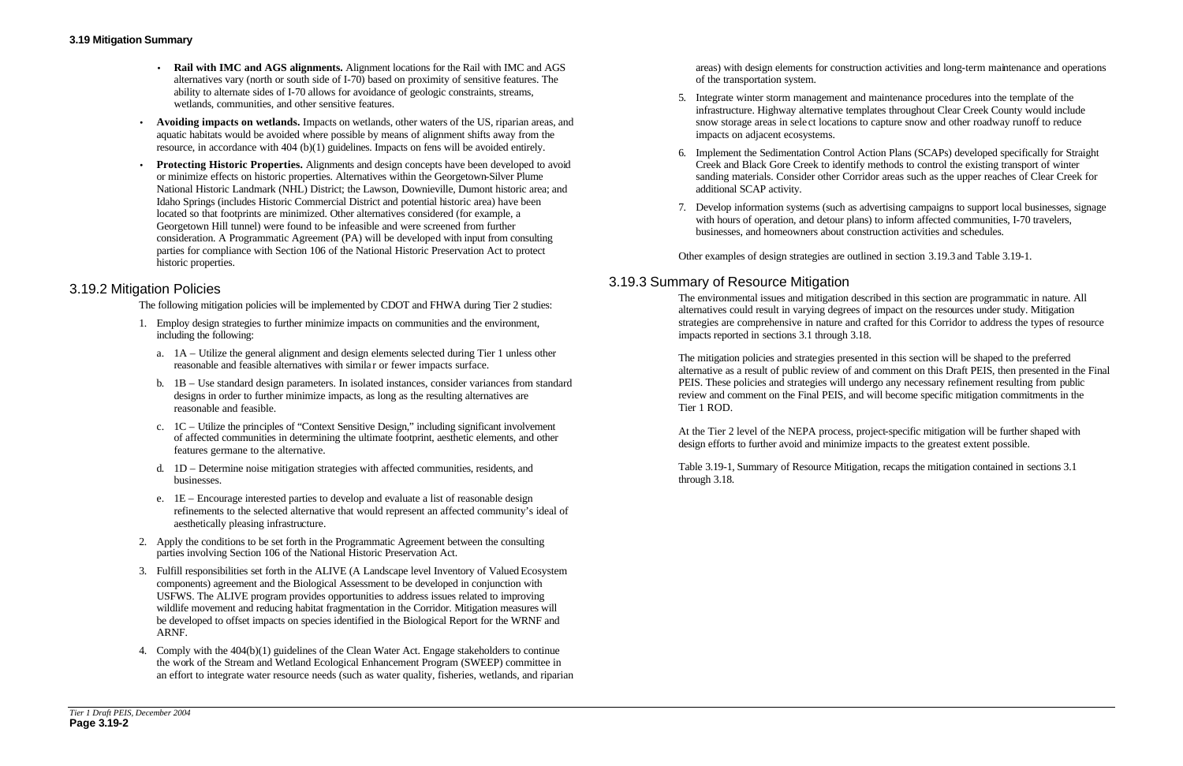- **Rail with IMC and AGS alignments.** Alignment locations for the Rail with IMC and AGS alternatives vary (north or south side of I-70) based on proximity of sensitive features. The ability to alternate sides of I-70 allows for avoidance of geologic constraints, streams, wetlands, communities, and other sensitive features.
- **Avoiding impacts on wetlands.** Impacts on wetlands, other waters of the US, riparian areas, and aquatic habitats would be avoided where possible by means of alignment shifts away from the resource, in accordance with 404 (b)(1) guidelines. Impacts on fens will be avoided entirely.
- **Protecting Historic Properties.** Alignments and design concepts have been developed to avoid or minimize effects on historic properties. Alternatives within the Georgetown-Silver Plume National Historic Landmark (NHL) District; the Lawson, Downieville, Dumont historic area; and Idaho Springs (includes Historic Commercial District and potential historic area) have been located so that footprints are minimized. Other alternatives considered (for example, a Georgetown Hill tunnel) were found to be infeasible and were screened from further consideration. A Programmatic Agreement (PA) will be developed with input from consulting parties for compliance with Section 106 of the National Historic Preservation Act to protect historic properties.

## 3.19.2 Mitigation Policies

The following mitigation policies will be implemented by CDOT and FHWA during Tier 2 studies:

1. Employ design strategies to further minimize impacts on communities and the environment, including the following:
   a. 1A – Utilize the general alignment and design elements selected during Tier 1 unless other reasonable and feasible alternatives with similar or fewer impacts surface.
   b. 1B – Use standard design parameters. In isolated instances, consider variances from standard designs in order to further minimize impacts, as long as the resulting alternatives are reasonable and feasible.
   c. 1C – Utilize the principles of "Context Sensitive Design," including significant involvement of affected communities in determining the ultimate footprint, aesthetic elements, and other features germane to the alternative.
   d. 1D – Determine noise mitigation strategies with affected communities, residents, and businesses.
   e. 1E – Encourage interested parties to develop and evaluate a list of reasonable design refinements to the selected alternative that would represent an affected community's ideal of aesthetically pleasing infrastructure.
2. Apply the conditions to be set forth in the Programmatic Agreement between the consulting parties involving Section 106 of the National Historic Preservation Act.
3. Fulfill responsibilities set forth in the ALIVE (A Landscape level Inventory of Valued Ecosystem components) agreement and the Biological Assessment to be developed in conjunction with USFWS. The ALIVE program provides opportunities to address issues related to improving wildlife movement and reducing habitat fragmentation in the Corridor. Mitigation measures will be developed to offset impacts on species identified in the Biological Report for the WRNF and ARNF.
4. Comply with the 404(b)(1) guidelines of the Clean Water Act. Engage stakeholders to continue the work of the Stream and Wetland Ecological Enhancement Program (SWEEP) committee in an effort to integrate water resource needs (such as water quality, fisheries, wetlands, and riparian areas) with design elements for construction activities and long-term maintenance and operations of the transportation system.
5. Integrate winter storm management and maintenance procedures into the template of the infrastructure. Highway alternative templates throughout Clear Creek County would include snow storage areas in select locations to capture snow and other roadway runoff to reduce impacts on adjacent ecosystems.
6. Implement the Sedimentation Control Action Plans (SCAPs) developed specifically for Straight Creek and Black Gore Creek to identify methods to control the existing transport of winter sanding materials. Consider other Corridor areas such as the upper reaches of Clear Creek for additional SCAP activity.
7. Develop information systems (such as advertising campaigns to support local businesses, signage with hours of operation, and detour plans) to inform affected communities, I-70 travelers, businesses, and homeowners about construction activities and schedules.

Other examples of design strategies are outlined in section 3.19.3 and Table 3.19-1.

## 3.19.3 Summary of Resource Mitigation

The environmental issues and mitigation described in this section are programmatic in nature. All alternatives could result in varying degrees of impact on the resources under study. Mitigation strategies are comprehensive in nature and crafted for this Corridor to address the types of resource impacts reported in sections 3.1 through 3.18.

The mitigation policies and strategies presented in this section will be shaped to the preferred alternative as a result of public review of and comment on this Draft PEIS, then presented in the Final PEIS. These policies and strategies will undergo any necessary refinement resulting from public review and comment on the Final PEIS, and will become specific mitigation commitments in the Tier 1 ROD.

At the Tier 2 level of the NEPA process, project-specific mitigation will be further shaped with design efforts to further avoid and minimize impacts to the greatest extent possible.

Table 3.19-1, Summary of Resource Mitigation, recaps the mitigation contained in sections 3.1 through 3.18.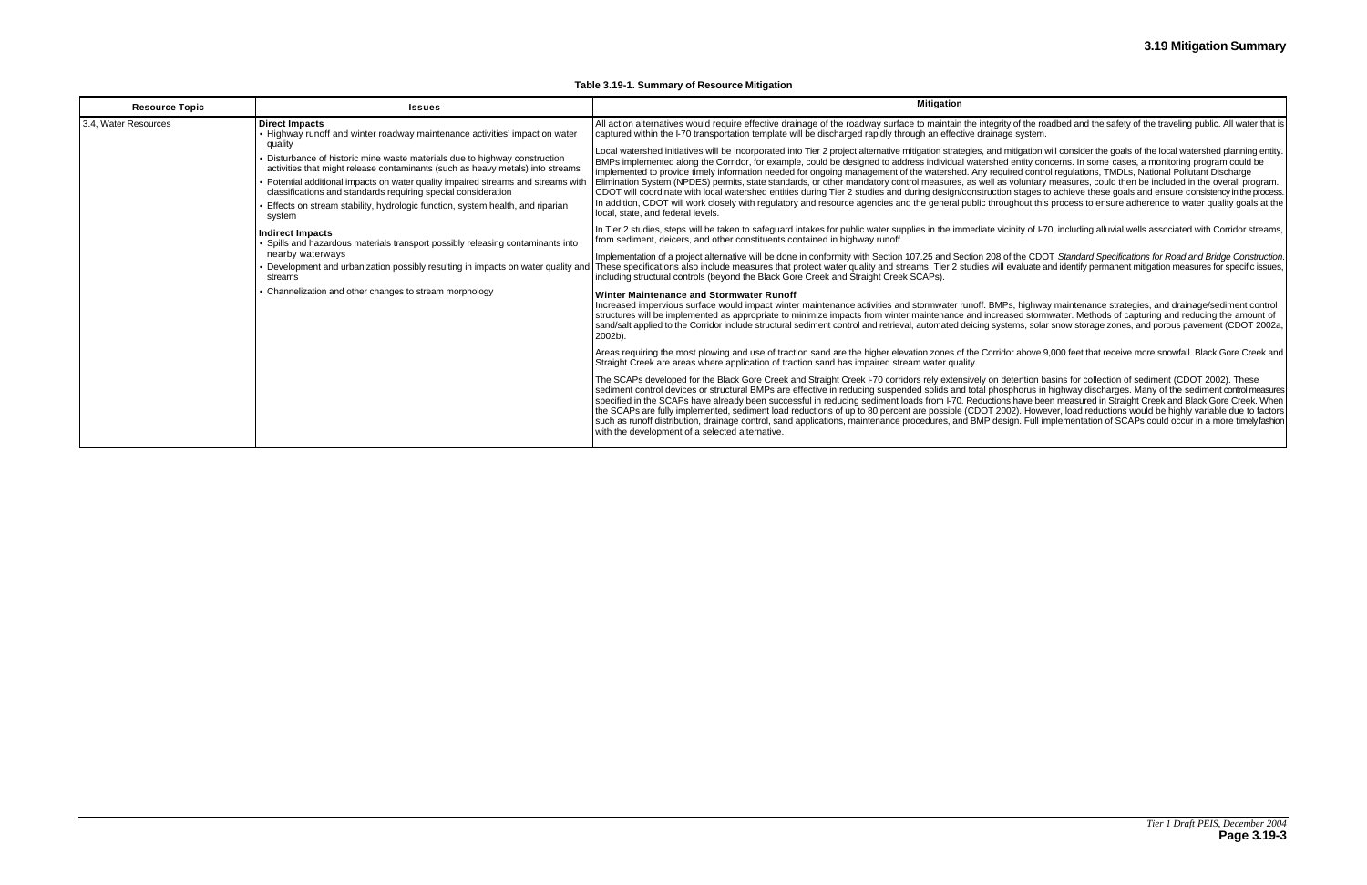# 3.19 Mitigation Summary

**Table 3.19-1. Summary of Resource Mitigation**

| Resource Topic | Issues | Mitigation |
|---|---|---|
| 3.4, Water Resources | **Direct Impacts**<br>• Highway runoff and winter roadway maintenance activities' impact on water quality<br>• Disturbance of historic mine waste materials due to highway construction activities that might release contaminants (such as heavy metals) into streams<br>• Potential additional impacts on water quality impaired streams and streams with classifications and standards requiring special consideration<br>• Effects on stream stability, hydrologic function, system health, and riparian system<br><br>**Indirect Impacts**<br>• Spills and hazardous materials transport possibly releasing contaminants into nearby waterways<br>• Development and urbanization possibly resulting in impacts on water quality and streams<br>• Channelization and other changes to stream morphology | All action alternatives would require effective drainage of the roadway surface to maintain the integrity of the roadbed and the safety of the traveling public. All water that is captured within the I-70 transportation template will be discharged rapidly through an effective drainage system.<br><br>Local watershed initiatives will be incorporated into Tier 2 project alternative mitigation strategies, and mitigation will consider the goals of the local watershed planning entity. BMPs implemented along the Corridor, for example, could be designed to address individual watershed entity concerns. In some cases, a monitoring program could be implemented to provide timely information needed for ongoing management of the watershed. Any required control regulations, TMDLs, National Pollutant Discharge Elimination System (NPDES) permits, state standards, or other mandatory control measures, as well as voluntary measures, could then be included in the overall program. CDOT will coordinate with local watershed entities during Tier 2 studies and during design/construction stages to achieve these goals and ensure consistency in the process. In addition, CDOT will work closely with regulatory and resource agencies and the general public throughout this process to ensure adherence to water quality goals at the local, state, and federal levels.<br><br>In Tier 2 studies, steps will be taken to safeguard intakes for public water supplies in the immediate vicinity of I-70, including alluvial wells associated with Corridor streams, from sediment, deicers, and other constituents contained in highway runoff.<br><br>Implementation of a project alternative will be done in conformity with Section 107.25 and Section 208 of the CDOT *Standard Specifications for Road and Bridge Construction*. These specifications also include measures that protect water quality and streams. Tier 2 studies will evaluate and identify permanent mitigation measures for specific issues, including structural controls (beyond the Black Gore Creek and Straight Creek SCAPs).<br><br>**Winter Maintenance and Stormwater Runoff**<br>Increased impervious surface would impact winter maintenance activities and stormwater runoff. BMPs, highway maintenance strategies, and drainage/sediment control structures will be implemented as appropriate to minimize impacts from winter maintenance and increased stormwater. Methods of capturing and reducing the amount of sand/salt applied to the Corridor include structural sediment control and retrieval, automated deicing systems, solar snow storage zones, and porous pavement (CDOT 2002a, 2002b).<br><br>Areas requiring the most plowing and use of traction sand are the higher elevation zones of the Corridor above 9,000 feet that receive more snowfall. Black Gore Creek and Straight Creek are areas where application of traction sand has impaired stream water quality.<br><br>The SCAPs developed for the Black Gore Creek and Straight Creek I-70 corridors rely extensively on detention basins for collection of sediment (CDOT 2002). These sediment control devices or structural BMPs are effective in reducing suspended solids and total phosphorus in highway discharges. Many of the sediment control measures specified in the SCAPs have already been successful in reducing sediment loads from I-70. Reductions have been measured in Straight Creek and Black Gore Creek. When the SCAPs are fully implemented, sediment load reductions of up to 80 percent are possible (CDOT 2002). However, load reductions would be highly variable due to factors such as runoff distribution, drainage control, sand applications, maintenance procedures, and BMP design. Full implementation of SCAPs could occur in a more timely fashion with the development of a selected alternative. |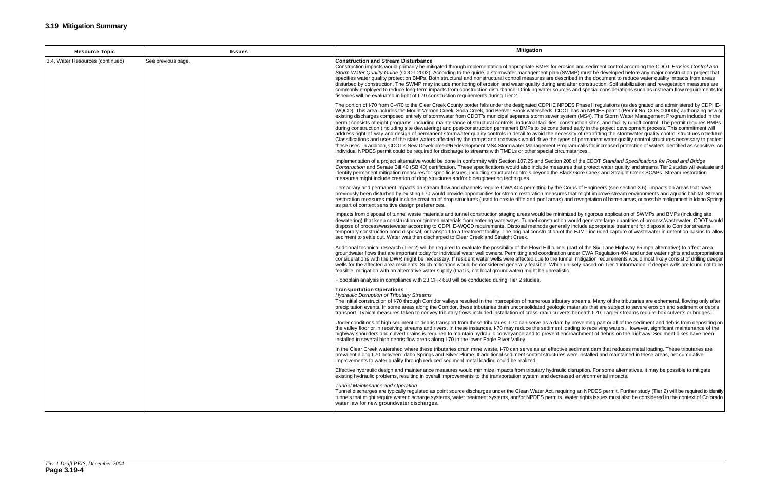## 3.19 Mitigation Summary

| Resource Topic | Issues | Mitigation |
|---|---|---|
| 3.4, Water Resources (continued) | See previous page. | **Construction and Stream Disturbance**<br>Construction impacts would primarily be mitigated through implementation of appropriate BMPs for erosion and sediment control according the CDOT *Erosion Control and Storm Water Quality Guide* (CDOT 2002). According to the guide, a stormwater management plan (SWMP) must be developed before any major construction project that specifies water quality protection BMPs. Both structural and nonstructural control measures are described in the document to reduce water quality impacts from areas disturbed by construction. The SWMP may include monitoring of erosion and water quality during and after construction. Soil stabilization and revegetation measures are commonly employed to reduce long-term impacts from construction disturbance. Drinking water sources and special considerations such as instream flow requirements for fisheries will be evaluated in light of I-70 construction requirements during Tier 2.<br><br>The portion of I-70 from C-470 to the Clear Creek County border falls under the designated CDPHE NPDES Phase II regulations (as designated and administered by CDPHE-WQCD). This area includes the Mount Vernon Creek, Soda Creek, and Beaver Brook watersheds. CDOT has an NPDES permit (Permit No. COS-000005) authorizing new or existing discharges composed entirely of stormwater from CDOT's municipal separate storm sewer system (MS4). The Storm Water Management Program included in the permit consists of eight programs, including maintenance of structural controls, industrial facilities, construction sites, and facility runoff control. The permit requires BMPs during construction (including site dewatering) and post-construction permanent BMPs to be considered early in the project development process. This commitment will address right-of-way and design of permanent stormwater quality controls in detail to avoid the necessity of retrofitting the stormwater quality control structures in the future. Classifications and uses of the state waters affected by the ramps and roadways would drive the types of permanent water quality control structures necessary to protect these uses. In addition, CDOT's New Development/Redevelopment MS4 Stormwater Management Program calls for increased protection of waters identified as sensitive. An individual NPDES permit could be required for discharge to streams with TMDLs or other special circumstances.<br><br>Implementation of a project alternative would be done in conformity with Section 107.25 and Section 208 of the CDOT *Standard Specifications for Road and Bridge Construction* and Senate Bill 40 (SB 40) certification. These specifications would also include measures that protect water quality and streams. Tier 2 studies will evaluate and identify permanent mitigation measures for specific issues, including structural controls beyond the Black Gore Creek and Straight Creek SCAPs. Stream restoration measures might include creation of drop structures and/or bioengineering techniques.<br><br>Temporary and permanent impacts on stream flow and channels require CWA 404 permitting by the Corps of Engineers (see section 3.6). Impacts on areas that have previously been disturbed by existing I-70 would provide opportunities for stream restoration measures that might improve stream environments and aquatic habitat. Stream restoration measures might include creation of drop structures (used to create riffle and pool areas) and revegetation of barren areas, or possible realignment in Idaho Springs as part of context sensitive design preferences.<br><br>Impacts from disposal of tunnel waste materials and tunnel construction staging areas would be minimized by rigorous application of SWMPs and BMPs (including site dewatering) that keep construction-originated materials from entering waterways. Tunnel construction would generate large quantities of process/wastewater. CDOT would dispose of process/wastewater according to CDPHE-WQCD requirements. Disposal methods generally include appropriate treatment for disposal to Corridor streams, temporary construction pond disposal, or transport to a treatment facility. The original construction of the EJMT included capture of wastewater in detention basins to allow sediment to settle out. Water was then discharged to Clear Creek and Straight Creek.<br><br>Additional technical research (Tier 2) will be required to evaluate the possibility of the Floyd Hill tunnel (part of the Six-Lane Highway 65 mph alternative) to affect area groundwater flows that are important today for individual water well owners. Permitting and coordination under CWA Regulation 404 and under water rights and appropriations considerations with the DWR might be necessary. If resident water wells were affected due to the tunnel, mitigation requirements would most likely consist of drilling deeper wells for the affected area residents. Such mitigation would be considered generally feasible. While unlikely based on Tier 1 information, if deeper wells are found not to be feasible, mitigation with an alternative water supply (that is, not local groundwater) might be unrealistic.<br><br>Floodplain analysis in compliance with 23 CFR 650 will be conducted during Tier 2 studies.<br><br>**Transportation Operations**<br>*Hydraulic Disruption of Tributary Streams*<br>The initial construction of I-70 through Corridor valleys resulted in the interception of numerous tributary streams. Many of the tributaries are ephemeral, flowing only after precipitation events. In some areas along the Corridor, these tributaries drain unconsolidated geologic materials that are subject to severe erosion and sediment or debris transport. Typical measures taken to convey tributary flows included installation of cross-drain culverts beneath I-70. Larger streams require box culverts or bridges.<br><br>Under conditions of high sediment or debris transport from these tributaries, I-70 can serve as a dam by preventing part or all of the sediment and debris from depositing on the valley floor or in receiving streams and rivers. In these instances, I-70 may reduce the sediment loading to receiving waters. However, significant maintenance of the highway shoulders and culvert drains is required to maintain hydraulic conveyance and to prevent encroachment of debris on the highway. Sediment dikes have been installed in several high debris flow areas along I-70 in the lower Eagle River Valley.<br><br>In the Clear Creek watershed where these tributaries drain mine waste, I-70 can serve as an effective sediment dam that reduces metal loading. These tributaries are prevalent along I-70 between Idaho Springs and Silver Plume. If additional sediment control structures were installed and maintained in these areas, net cumulative improvements to water quality through reduced sediment metal loading could be realized.<br><br>Effective hydraulic design and maintenance measures would minimize impacts from tributary hydraulic disruption. For some alternatives, it may be possible to mitigate existing hydraulic problems, resulting in overall improvements to the transportation system and decreased environmental impacts.<br><br>*Tunnel Maintenance and Operation*<br>Tunnel discharges are typically regulated as point source discharges under the Clean Water Act, requiring an NPDES permit. Further study (Tier 2) will be required to identify tunnels that might require water discharge systems, water treatment systems, and/or NPDES permits. Water rights issues must also be considered in the context of Colorado water law for new groundwater discharges. |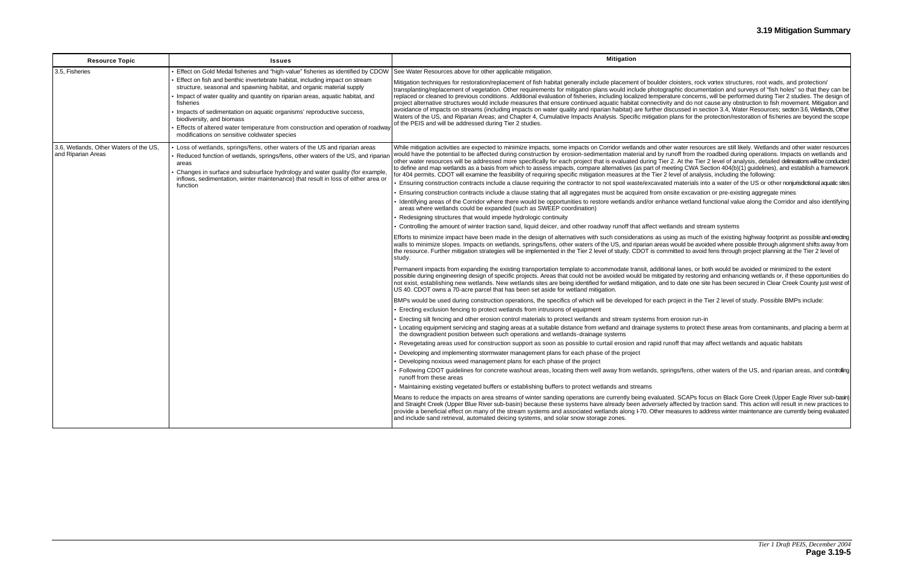## 3.19 Mitigation Summary

| Resource Topic | Issues | Mitigation |
|---|---|---|
| 3.5, Fisheries | • Effect on Gold Medal fisheries and "high-value" fisheries as identified by CDOW<br>• Effect on fish and benthic invertebrate habitat, including impact on stream structure, seasonal and spawning habitat, and organic material supply<br>• Impact of water quality and quantity on riparian areas, aquatic habitat, and fisheries<br>• Impacts of sedimentation on aquatic organisms' reproductive success, biodiversity, and biomass<br>• Effects of altered water temperature from construction and operation of roadway modifications on sensitive coldwater species | See Water Resources above for other applicable mitigation.<br><br>Mitigation techniques for restoration/replacement of fish habitat generally include placement of boulder cloisters, rock vortex structures, root wads, and protection/ transplanting/replacement of vegetation. Other requirements for mitigation plans would include photographic documentation and surveys of "fish holes" so that they can be replaced or cleaned to previous conditions. Additional evaluation of fisheries, including localized temperature concerns, will be performed during Tier 2 studies. The design of project alternative structures would include measures that ensure continued aquatic habitat connectivity and do not cause any obstruction to fish movement. Mitigation and avoidance of impacts on streams (including impacts on water quality and riparian habitat) are further discussed in section 3.4, Water Resources; section 3.6, Wetlands, Other Waters of the US, and Riparian Areas; and Chapter 4, Cumulative Impacts Analysis. Specific mitigation plans for the protection/restoration of fisheries are beyond the scope of the PEIS and will be addressed during Tier 2 studies. |
| 3.6, Wetlands, Other Waters of the US, and Riparian Areas | • Loss of wetlands, springs/fens, other waters of the US and riparian areas<br>• Reduced function of wetlands, springs/fens, other waters of the US, and riparian areas<br>• Changes in surface and subsurface hydrology and water quality (for example, inflows, sedimentation, winter maintenance) that result in loss of either area or function | While mitigation activities are expected to minimize impacts, some impacts on Corridor wetlands and other water resources are still likely. Wetlands and other water resources would have the potential to be affected during construction by erosion-sedimentation material and by runoff from the roadbed during operations. Impacts on wetlands and other water resources will be addressed more specifically for each project that is evaluated during Tier 2. At the Tier 2 level of analysis, detailed delineations will be conducted to define and map wetlands as a basis from which to assess impacts, compare alternatives (as part of meeting CWA Section 404(b)(1) guidelines), and establish a framework for 404 permits. CDOT will examine the feasibility of requiring specific mitigation measures at the Tier 2 level of analysis, including the following:<br>• Ensuring construction contracts include a clause requiring the contractor to not spoil waste/excavated materials into a water of the US or other nonjurisdictional aquatic sites<br>• Ensuring construction contracts include a clause stating that all aggregates must be acquired from onsite excavation or pre-existing aggregate mines<br>• Identifying areas of the Corridor where there would be opportunities to restore wetlands and/or enhance wetland functional value along the Corridor and also identifying areas where wetlands could be expanded (such as SWEEP coordination)<br>• Redesigning structures that would impede hydrologic continuity<br>• Controlling the amount of winter traction sand, liquid deicer, and other roadway runoff that affect wetlands and stream systems<br><br>Efforts to minimize impact have been made in the design of alternatives with such considerations as using as much of the existing highway footprint as possible and erecting walls to minimize slopes. Impacts on wetlands, springs/fens, other waters of the US, and riparian areas would be avoided where possible through alignment shifts away from the resource. Further mitigation strategies will be implemented in the Tier 2 level of study. CDOT is committed to avoid fens through project planning at the Tier 2 level of study.<br><br>Permanent impacts from expanding the existing transportation template to accommodate transit, additional lanes, or both would be avoided or minimized to the extent possible during engineering design of specific projects. Areas that could not be avoided would be mitigated by restoring and enhancing wetlands or, if these opportunities do not exist, establishing new wetlands. New wetlands sites are being identified for wetland mitigation, and to date one site has been secured in Clear Creek County just west of US 40. CDOT owns a 70-acre parcel that has been set aside for wetland mitigation.<br><br>BMPs would be used during construction operations, the specifics of which will be developed for each project in the Tier 2 level of study. Possible BMPs include:<br>• Erecting exclusion fencing to protect wetlands from intrusions of equipment<br>• Erecting silt fencing and other erosion control materials to protect wetlands and stream systems from erosion run-in<br>• Locating equipment servicing and staging areas at a suitable distance from wetland and drainage systems to protect these areas from contaminants, and placing a berm at the downgradient position between such operations and wetlands-drainage systems<br>• Revegetating areas used for construction support as soon as possible to curtail erosion and rapid runoff that may affect wetlands and aquatic habitats<br>• Developing and implementing stormwater management plans for each phase of the project<br>• Developing noxious weed management plans for each phase of the project<br>• Following CDOT guidelines for concrete washout areas, locating them well away from wetlands, springs/fens, other waters of the US, and riparian areas, and controlling runoff from these areas<br>• Maintaining existing vegetated buffers or establishing buffers to protect wetlands and streams<br><br>Means to reduce the impacts on area streams of winter sanding operations are currently being evaluated. SCAPs focus on Black Gore Creek (Upper Eagle River sub-basin) and Straight Creek (Upper Blue River sub-basin) because these systems have already been adversely affected by traction sand. This action will result in new practices to provide a beneficial effect on many of the stream systems and associated wetlands along I-70. Other measures to address winter maintenance are currently being evaluated and include sand retrieval, automated deicing systems, and solar snow storage zones. |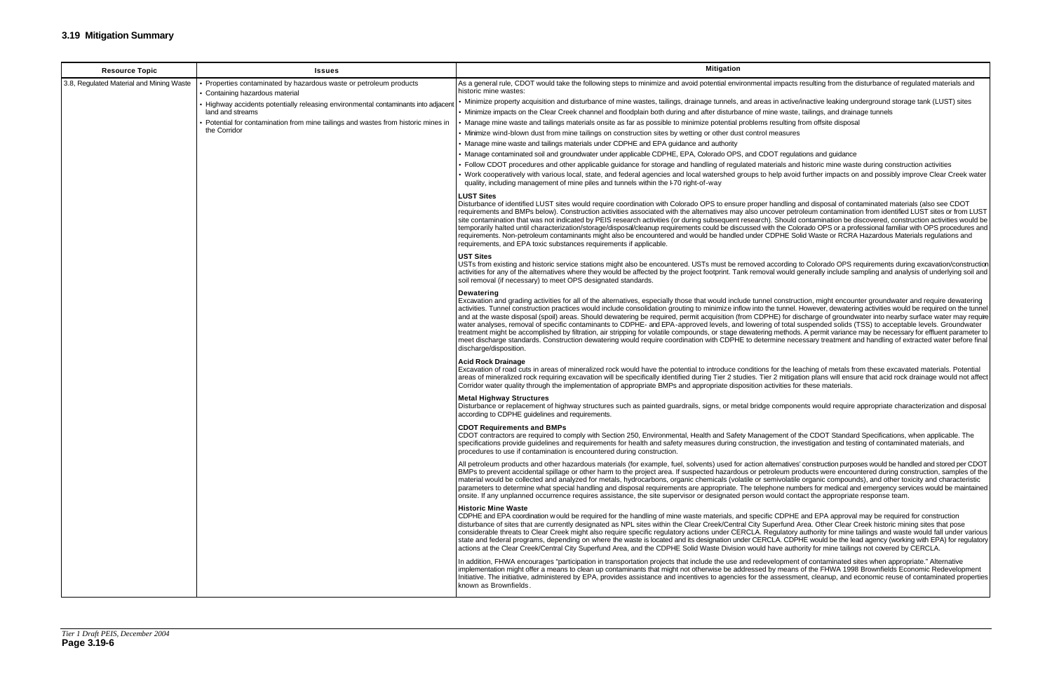## 3.19 Mitigation Summary

| Resource Topic | Issues | Mitigation |
|---|---|---|
| 3.8, Regulated Material and Mining Waste | • Properties contaminated by hazardous waste or petroleum products<br>• Containing hazardous material<br>• Highway accidents potentially releasing environmental contaminants into adjacent land and streams<br>• Potential for contamination from mine tailings and wastes from historic mines in the Corridor | As a general rule, CDOT would take the following steps to minimize and avoid potential environmental impacts resulting from the disturbance of regulated materials and historic mine wastes:<br>• Minimize property acquisition and disturbance of mine wastes, tailings, drainage tunnels, and areas in active/inactive leaking underground storage tank (LUST) sites<br>• Minimize impacts on the Clear Creek channel and floodplain both during and after disturbance of mine waste, tailings, and drainage tunnels<br>• Manage mine waste and tailings materials onsite as far as possible to minimize potential problems resulting from offsite disposal<br>• Minimize wind-blown dust from mine tailings on construction sites by wetting or other dust control measures<br>• Manage mine waste and tailings materials under CDPHE and EPA guidance and authority<br>• Manage contaminated soil and groundwater under applicable CDPHE, EPA, Colorado OPS, and CDOT regulations and guidance<br>• Follow CDOT procedures and other applicable guidance for storage and handling of regulated materials and historic mine waste during construction activities<br>• Work cooperatively with various local, state, and federal agencies and local watershed groups to help avoid further impacts on and possibly improve Clear Creek water quality, including management of mine piles and tunnels within the I-70 right-of-way<br><br>**LUST Sites**<br>Disturbance of identified LUST sites would require coordination with Colorado OPS to ensure proper handling and disposal of contaminated materials (also see CDOT requirements and BMPs below). Construction activities associated with the alternatives may also uncover petroleum contamination from identified LUST sites or from LUST site contamination that was not indicated by PEIS research activities (or during subsequent research). Should contamination be discovered, construction activities would be temporarily halted until characterization/storage/disposal/cleanup requirements could be discussed with the Colorado OPS or a professional familiar with OPS procedures and requirements. Non-petroleum contaminants might also be encountered and would be handled under CDPHE Solid Waste or RCRA Hazardous Materials regulations and requirements, and EPA toxic substances requirements if applicable.<br><br>**UST Sites**<br>USTs from existing and historic service stations might also be encountered. USTs must be removed according to Colorado OPS requirements during excavation/construction activities for any of the alternatives where they would be affected by the project footprint. Tank removal would generally include sampling and analysis of underlying soil and soil removal (if necessary) to meet OPS designated standards.<br><br>**Dewatering**<br>Excavation and grading activities for all of the alternatives, especially those that would include tunnel construction, might encounter groundwater and require dewatering activities. Tunnel construction practices would include consolidation grouting to minimize inflow into the tunnel. However, dewatering activities would be required on the tunnel and at the waste disposal (spoil) areas. Should dewatering be required, permit acquisition (from CDPHE) for discharge of groundwater into nearby surface water may require water analyses, removal of specific contaminants to CDPHE- and EPA-approved levels, and lowering of total suspended solids (TSS) to acceptable levels. Groundwater treatment might be accomplished by filtration, air stripping for volatile compounds, or stage dewatering methods. A permit variance may be necessary for effluent parameter to meet discharge standards. Construction dewatering would require coordination with CDPHE to determine necessary treatment and handling of extracted water before final discharge/disposition.<br><br>**Acid Rock Drainage**<br>Excavation of road cuts in areas of mineralized rock would have the potential to introduce conditions for the leaching of metals from these excavated materials. Potential areas of mineralized rock requiring excavation will be specifically identified during Tier 2 studies. Tier 2 mitigation plans will ensure that acid rock drainage would not affect Corridor water quality through the implementation of appropriate BMPs and appropriate disposition activities for these materials.<br><br>**Metal Highway Structures**<br>Disturbance or replacement of highway structures such as painted guardrails, signs, or metal bridge components would require appropriate characterization and disposal according to CDPHE guidelines and requirements.<br><br>**CDOT Requirements and BMPs**<br>CDOT contractors are required to comply with Section 250, Environmental, Health and Safety Management of the CDOT Standard Specifications, when applicable. The specifications provide guidelines and requirements for health and safety measures during construction, the investigation and testing of contaminated materials, and procedures to use if contamination is encountered during construction.<br><br>All petroleum products and other hazardous materials (for example, fuel, solvents) used for action alternatives' construction purposes would be handled and stored per CDOT BMPs to prevent accidental spillage or other harm to the project area. If suspected hazardous or petroleum products were encountered during construction, samples of the material would be collected and analyzed for metals, hydrocarbons, organic chemicals (volatile or semivolatile organic compounds), and other toxicity and characteristic parameters to determine what special handling and disposal requirements are appropriate. The telephone numbers for medical and emergency services would be maintained onsite. If any unplanned occurrence requires assistance, the site supervisor or designated person would contact the appropriate response team.<br><br>**Historic Mine Waste**<br>CDPHE and EPA coordination would be required for the handling of mine waste materials, and specific CDPHE and EPA approval may be required for construction disturbance of sites that are currently designated as NPL sites within the Clear Creek/Central City Superfund Area. Other Clear Creek historic mining sites that pose considerable threats to Clear Creek might also require specific regulatory actions under CERCLA. Regulatory authority for mine tailings and waste would fall under various state and federal programs, depending on where the waste is located and its designation under CERCLA. CDPHE would be the lead agency (working with EPA) for regulatory actions at the Clear Creek/Central City Superfund Area, and the CDPHE Solid Waste Division would have authority for mine tailings not covered by CERCLA.<br><br>In addition, FHWA encourages "participation in transportation projects that include the use and redevelopment of contaminated sites when appropriate." Alternative implementation might offer a means to clean up contaminants that might not otherwise be addressed by means of the FHWA 1998 Brownfields Economic Redevelopment Initiative. The initiative, administered by EPA, provides assistance and incentives to agencies for the assessment, cleanup, and economic reuse of contaminated properties known as Brownfields. |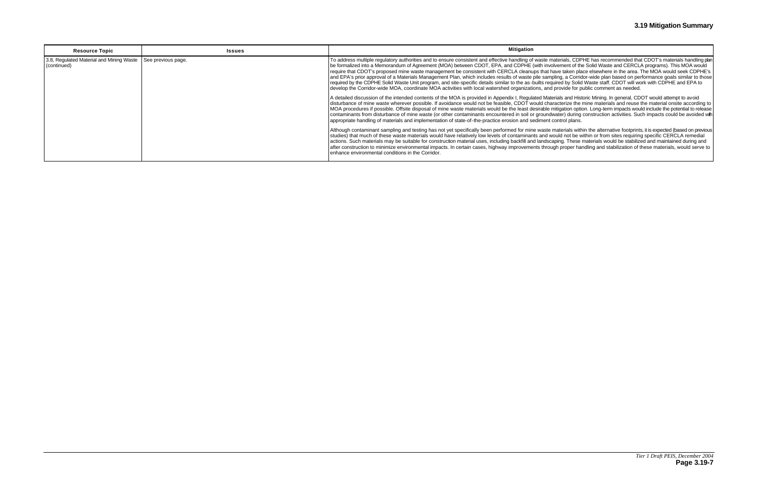| Resource Topic | Issues | Mitigation |
| --- | --- | --- |
| 3.8, Regulated Material and Mining Waste (continued) | See previous page. | To address multiple regulatory authorities and to ensure consistent and effective handling of waste materials, CDPHE has recommended that CDOT's materials handling plan be formalized into a Memorandum of Agreement (MOA) between CDOT, EPA, and CDPHE (with involvement of the Solid Waste and CERCLA programs). This MOA would require that CDOT's proposed mine waste management be consistent with CERCLA cleanups that have taken place elsewhere in the area. The MOA would seek CDPHE's and EPA's prior approval of a Materials Management Plan, which includes results of waste pile sampling, a Corridor-wide plan based on performance goals similar to those required by the CDPHE Solid Waste Unit program, and site-specific details similar to the as-builts required by Solid Waste staff. CDOT will work with CDPHE and EPA to develop the Corridor-wide MOA, coordinate MOA activities with local watershed organizations, and provide for public comment as needed.<br><br>A detailed discussion of the intended contents of the MOA is provided in Appendix I, Regulated Materials and Historic Mining. In general, CDOT would attempt to avoid disturbance of mine waste wherever possible. If avoidance would not be feasible, CDOT would characterize the mine materials and reuse the material onsite according to MOA procedures if possible. Offsite disposal of mine waste materials would be the least desirable mitigation option. Long-term impacts would include the potential to release contaminants from disturbance of mine waste (or other contaminants encountered in soil or groundwater) during construction activities. Such impacts could be avoided with appropriate handling of materials and implementation of state-of-the-practice erosion and sediment control plans.<br><br>Although contaminant sampling and testing has not yet specifically been performed for mine waste materials within the alternative footprints, it is expected (based on previous studies) that much of these waste materials would have relatively low levels of contaminants and would not be within or from sites requiring specific CERCLA remedial actions. Such materials may be suitable for construction material uses, including backfill and landscaping. These materials would be stabilized and maintained during and after construction to minimize environmental impacts. In certain cases, highway improvements through proper handling and stabilization of these materials, would serve to enhance environmental conditions in the Corridor. |